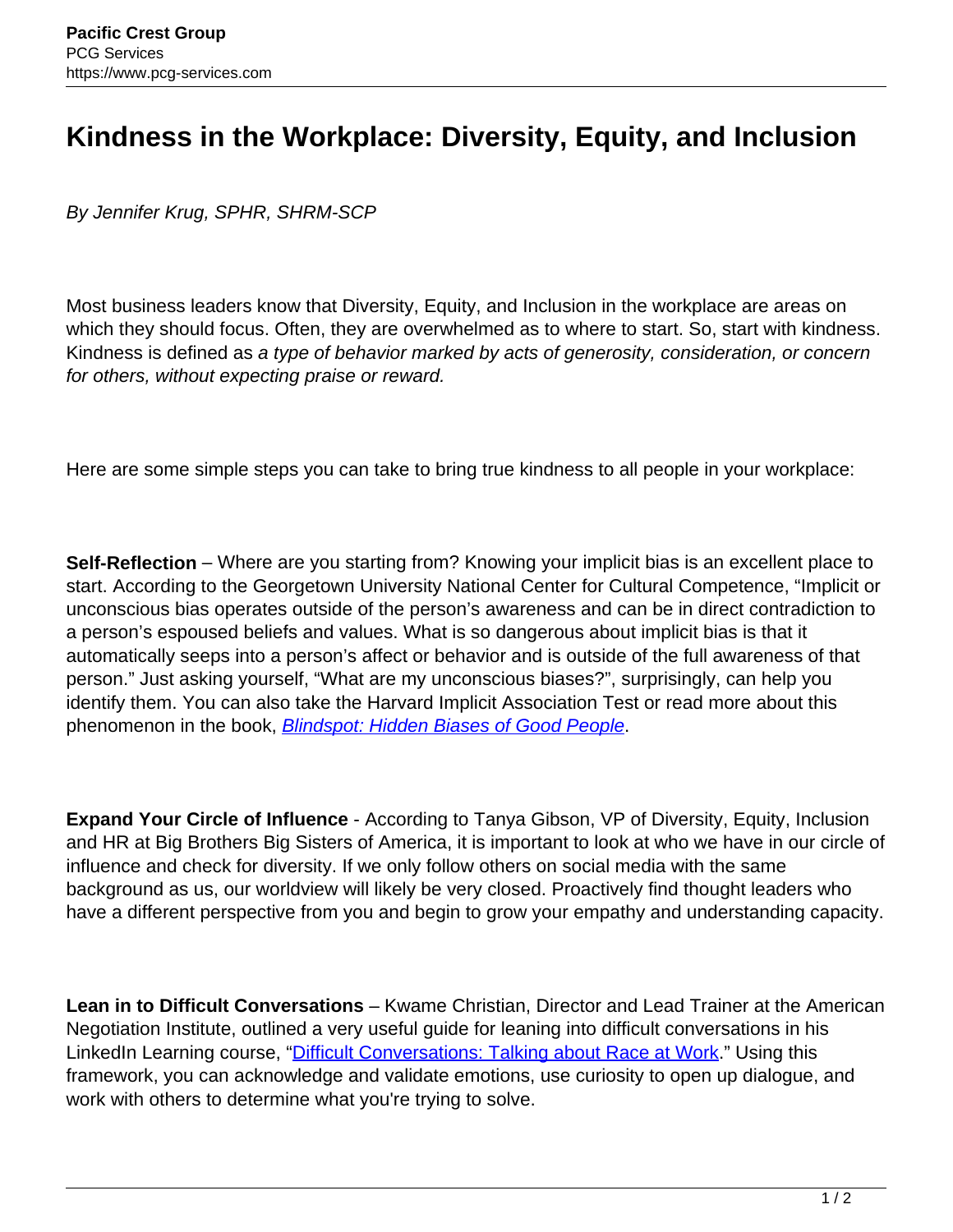# Kindness in the Workplace: Diversity, Equity, and Inclusion

*By Jennifer Krug, SPHR, SHRM-SCP*

Most business leaders know that Diversity, Equity, and Inclusion in the workplace are areas on which they should focus. Often, they are overwhelmed as to where to start. So, start with kindness. Kindness is defined as *a type of behavior marked by acts of generosity, consideration, or concern for others, without expecting praise or reward.*

Here are some simple steps you can take to bring true kindness to all people in your workplace:

**Self-Reflection** – Where are you starting from? Knowing your implicit bias is an excellent place to start. According to the Georgetown University National Center for Cultural Competence, "Implicit or unconscious bias operates outside of the person's awareness and can be in direct contradiction to a person's espoused beliefs and values. What is so dangerous about implicit bias is that it automatically seeps into a person's affect or behavior and is outside of the full awareness of that person." Just asking yourself, "What are my unconscious biases?", surprisingly, can help you identify them. You can also take the Harvard Implicit Association Test or read more about this phenomenon in the book, *Blindspot: Hidden Biases of Good People*.

**Expand Your Circle of Influence** - According to Tanya Gibson, VP of Diversity, Equity, Inclusion and HR at Big Brothers Big Sisters of America, it is important to look at who we have in our circle of influence and check for diversity. If we only follow others on social media with the same background as us, our worldview will likely be very closed. Proactively find thought leaders who have a different perspective from you and begin to grow your empathy and understanding capacity.

**Lean in to Difficult Conversations** – Kwame Christian, Director and Lead Trainer at the American Negotiation Institute, outlined a very useful guide for leaning into difficult conversations in his LinkedIn Learning course, "Difficult Conversations: Talking about Race at Work." Using this framework, you can acknowledge and validate emotions, use curiosity to open up dialogue, and work with others to determine what you're trying to solve.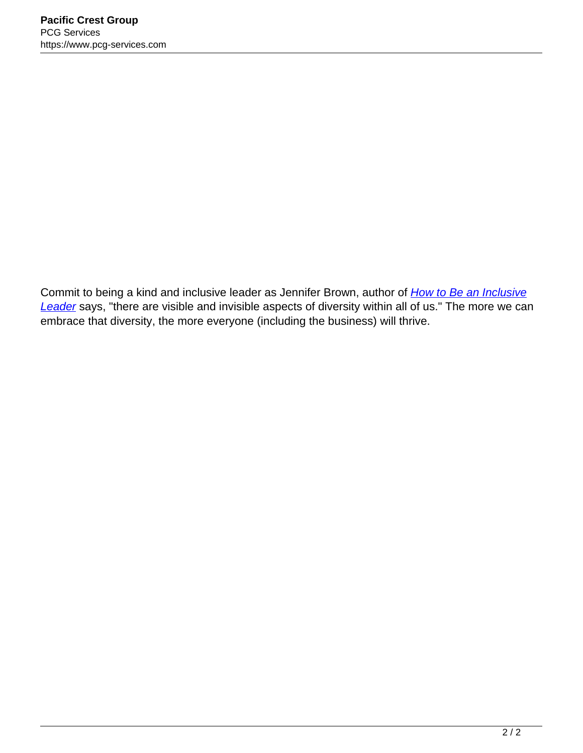Commit to being a kind and inclusive leader as Jennifer Brown, author of *How to Be an Inclusive Leader* says, "there are visible and invisible aspects of diversity within all of us." The more we can embrace that diversity, the more everyone (including the business) will thrive.